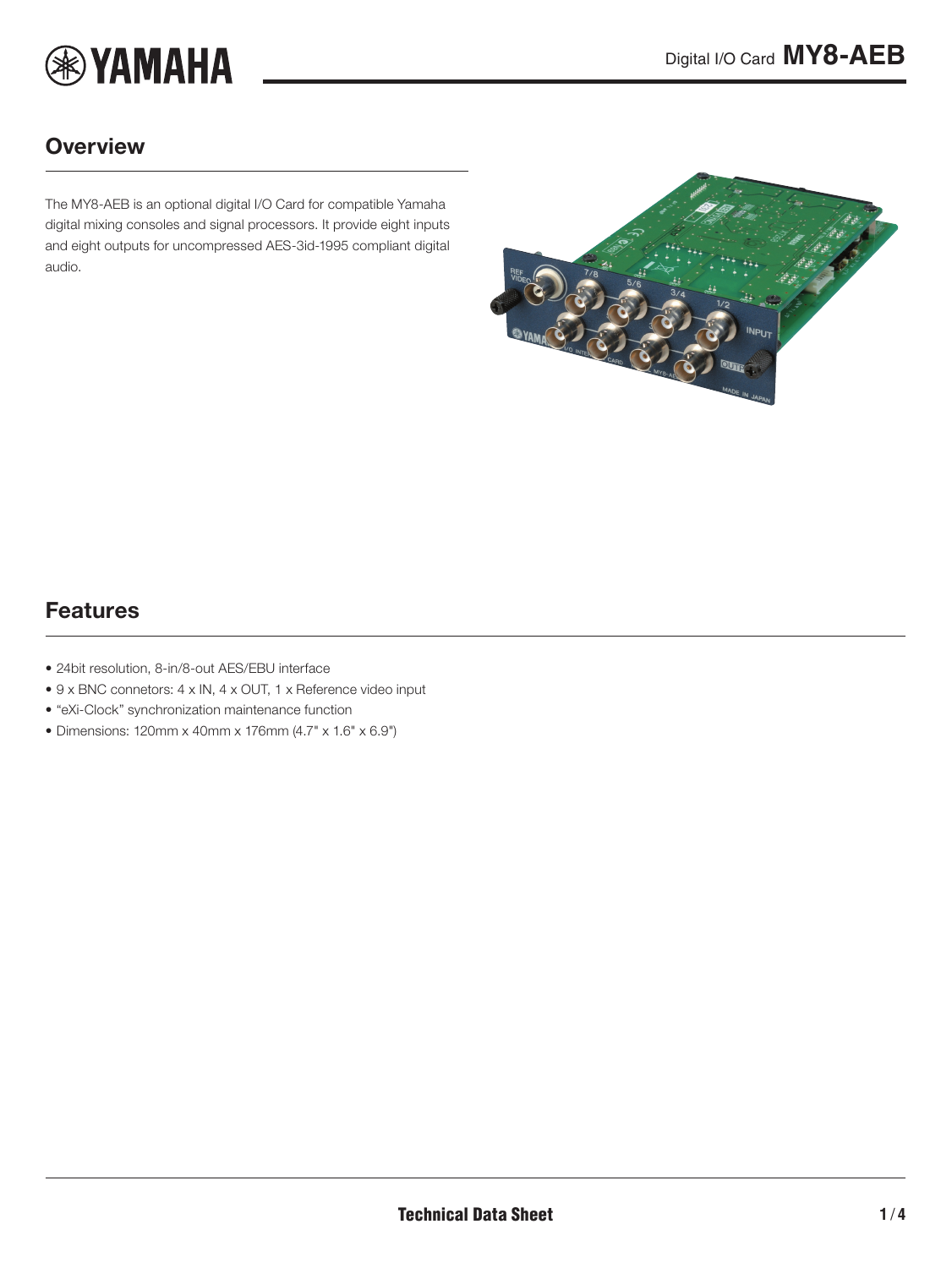# Digital I/O Card MY8-AEB

## Overview

The MY8-AEB is an optional digital I/O Card for compatible Yamaha digital mixing consoles and signal processors. It provide eight inputs and eight outputs for uncompressed AES-3id-1995 compliant digital audio.

## Features

- 24bit resolution, 8-in/8-out AES/EBU interface
- 9 x BNC connetors: 4 x IN, 4 x OUT, 1 x Reference video input
- "eXi-Clock" synchronization maintenance function
- Dimensions: 120mm x 40mm x 176mm (4.7" x 1.6" x 6.9")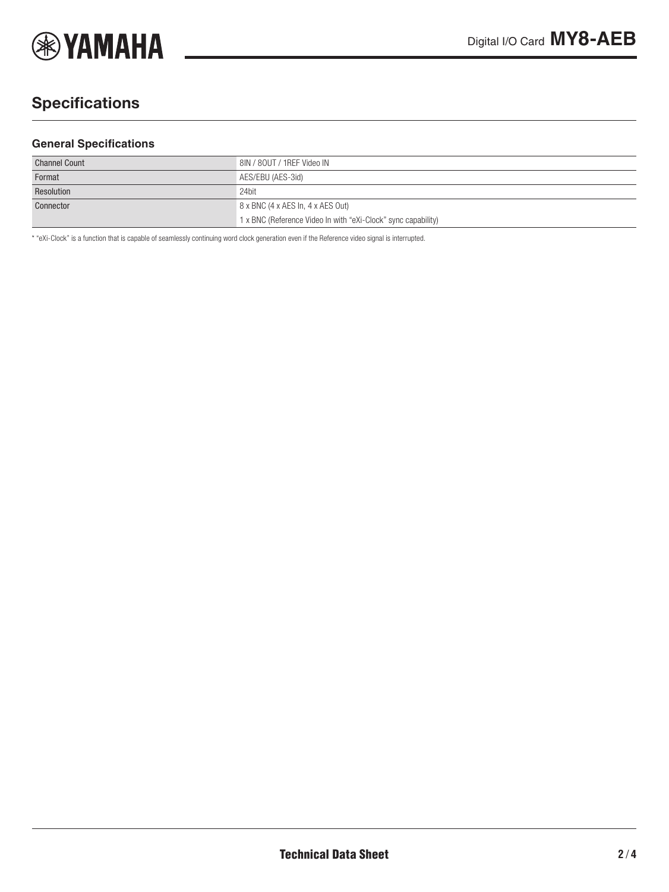## Specifications

### General Specifications

| | |
|---|---|
| Channel Count | 8IN / 8OUT / 1REF Video IN |
| Format | AES/EBU (AES-3id) |
| Resolution | 24bit |
| Connector | 8 x BNC (4 x AES In, 4 x AES Out)<br>1 x BNC (Reference Video In with "eXi-Clock" sync capability) |

* "eXi-Clock" is a function that is capable of seamlessly continuing word clock generation even if the Reference video signal is interrupted.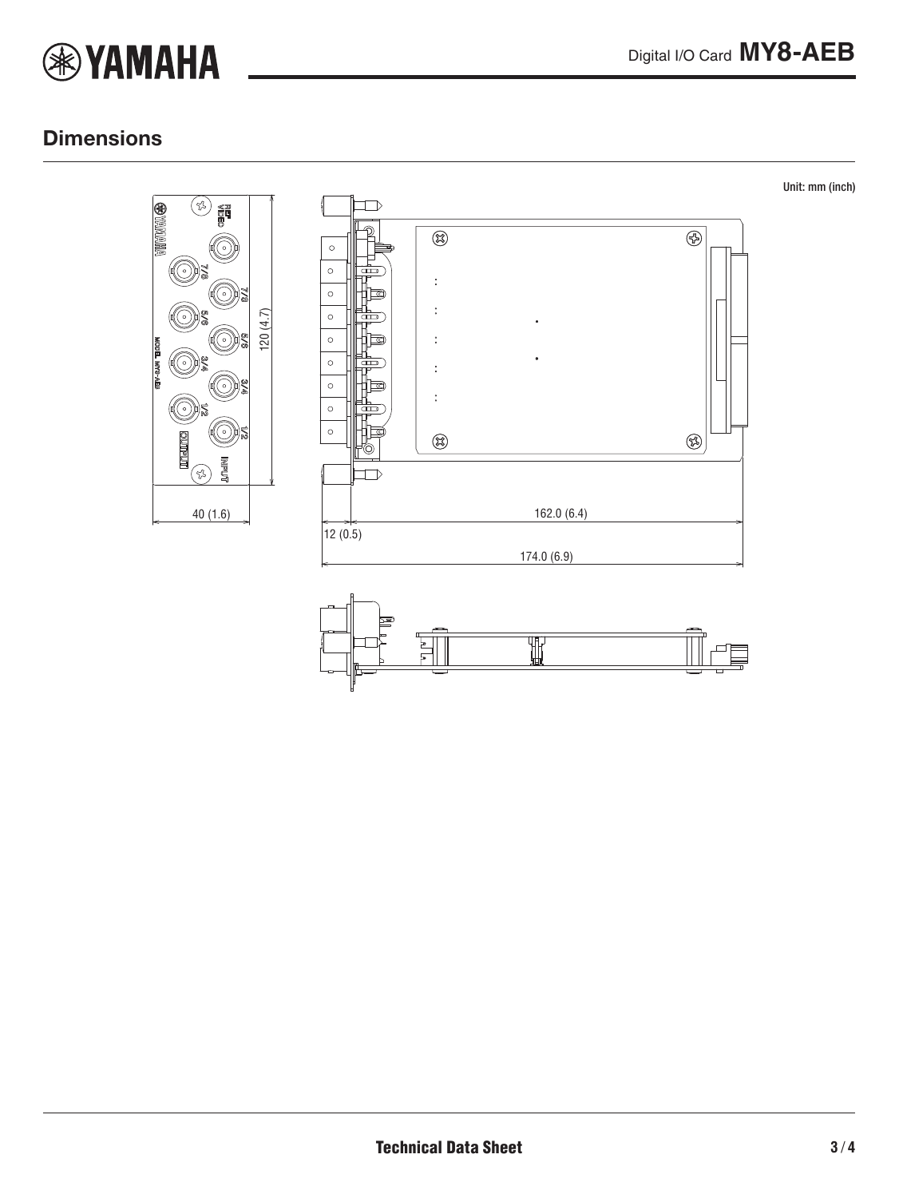## Dimensions

Unit: mm (inch)

120 (4.7)

40 (1.6)

162.0 (6.4)

12 (0.5)

174.0 (6.9)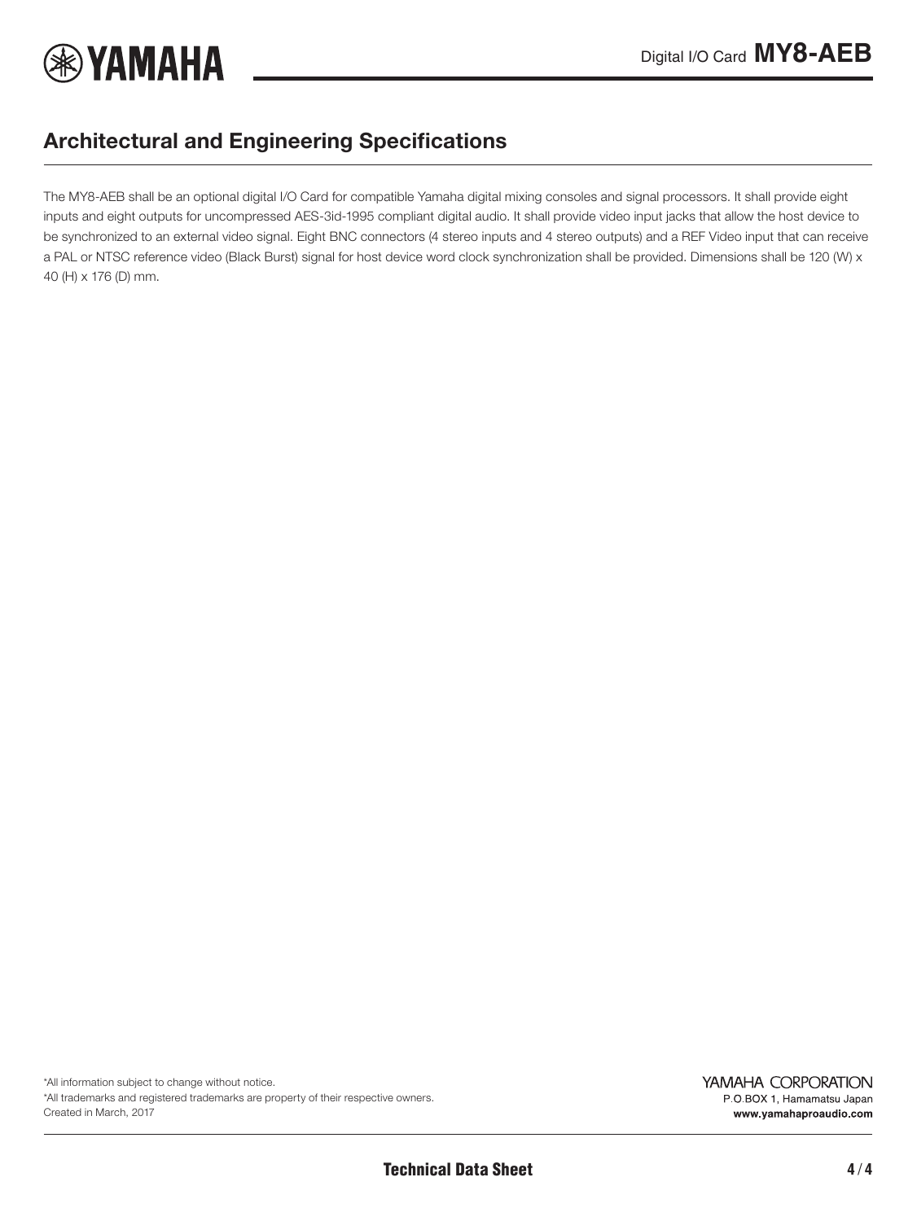## Architectural and Engineering Specifications

The MY8-AEB shall be an optional digital I/O Card for compatible Yamaha digital mixing consoles and signal processors. It shall provide eight inputs and eight outputs for uncompressed AES-3id-1995 compliant digital audio. It shall provide video input jacks that allow the host device to be synchronized to an external video signal. Eight BNC connectors (4 stereo inputs and 4 stereo outputs) and a REF Video input that can receive a PAL or NTSC reference video (Black Burst) signal for host device word clock synchronization shall be provided. Dimensions shall be 120 (W) x 40 (H) x 176 (D) mm.

*All information subject to change without notice.
*All trademarks and registered trademarks are property of their respective owners.
Created in March, 2017

YAMAHA CORPORATION
P.O.BOX 1, Hamamatsu Japan
**www.yamahaproaudio.com**